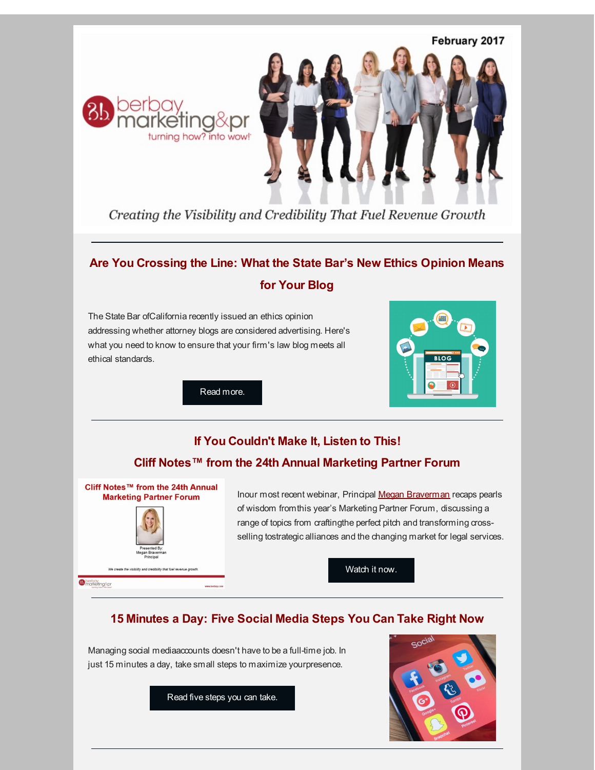February 2017

berbay marketing&pr

turning how? into wow!

*Creating the Visibility and Credibility That Fuel Revenue Growth*

---

## Are You Crossing the Line: What the State Bar's New Ethics Opinion Means for Your Blog

The State Bar ofCalifornia recently issued an ethics opinion addressing whether attorney blogs are considered advertising. Here's what you need to know to ensure that your firm's law blog meets all ethical standards.

Read more.

---

## If You Couldn't Make It, Listen to This!

## Cliff Notes™ from the 24th Annual Marketing Partner Forum

Cliff Notes™ from the 24th Annual Marketing Partner Forum

Presented By:
Megan Braverman
Principal

We create the visibility and credibility that fuel revenue growth.

Inour most recent webinar, Principal Megan Braverman recaps pearls of wisdom fromthis year's Marketing Partner Forum, discussing a range of topics from craftingthe perfect pitch and transforming cross-selling tostrategic alliances and the changing market for legal services.

Watch it now.

---

## 15 Minutes a Day: Five Social Media Steps You Can Take Right Now

Managing social mediaaccounts doesn't have to be a full-time job. In just 15 minutes a day, take small steps to maximize yourpresence.

Read five steps you can take.

---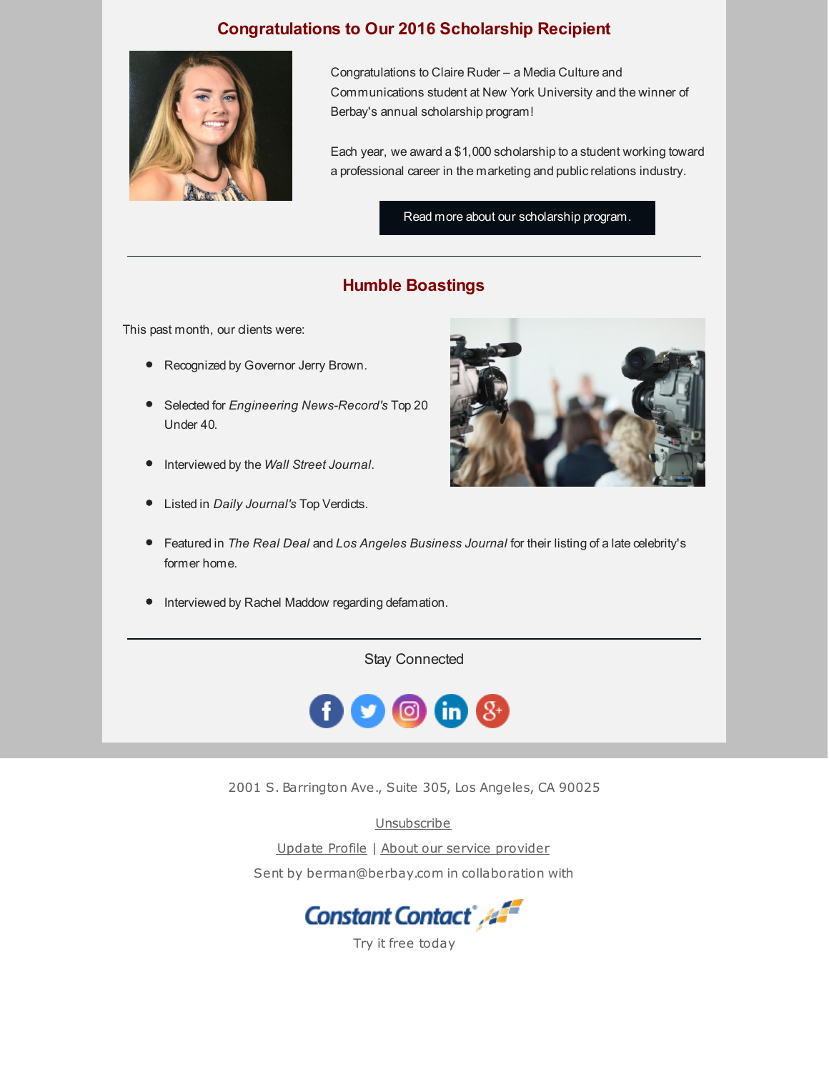## Congratulations to Our 2016 Scholarship Recipient

Congratulations to Claire Ruder – a Media Culture and Communications student at New York University and the winner of Berbay's annual scholarship program!

Each year, we award a $1,000 scholarship to a student working toward a professional career in the marketing and public relations industry.

Read more about our scholarship program.

---

## Humble Boastings

This past month, our clients were:

- Recognized by Governor Jerry Brown.
- Selected for *Engineering News-Record's* Top 20 Under 40.
- Interviewed by the *Wall Street Journal*.
- Listed in *Daily Journal's* Top Verdicts.
- Featured in *The Real Deal* and *Los Angeles Business Journal* for their listing of a late celebrity's former home.
- Interviewed by Rachel Maddow regarding defamation.

---

Stay Connected

2001 S. Barrington Ave., Suite 305, Los Angeles, CA 90025

Unsubscribe

Update Profile | About our service provider

Sent by berman@berbay.com in collaboration with

Constant Contact

Try it free today